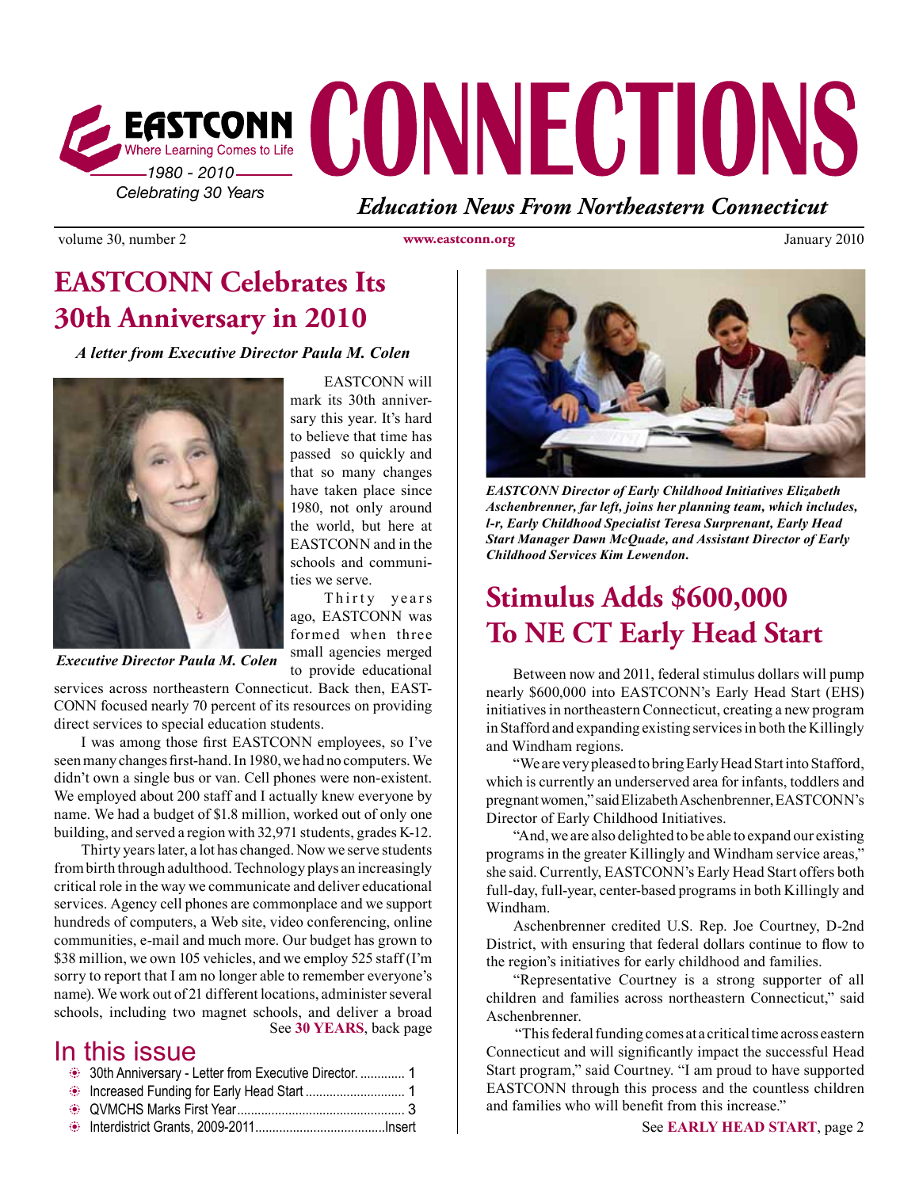# EASTCONN CONNECTIONS

EASTCONN Where Learning Comes to Life

1980 - 2010

Celebrating 30 Years

*Education News From Northeastern Connecticut*

volume 30, number 2 **www.eastconn.org** January 2010

## EASTCONN Celebrates Its 30th Anniversary in 2010

***A letter from Executive Director Paula M. Colen***

***Executive Director Paula M. Colen***

EASTCONN will mark its 30th anniversary this year. It's hard to believe that time has passed so quickly and that so many changes have taken place since 1980, not only around the world, but here at EASTCONN and in the schools and communities we serve.

Thirty years ago, EASTCONN was formed when three small agencies merged to provide educational services across northeastern Connecticut. Back then, EASTCONN focused nearly 70 percent of its resources on providing direct services to special education students.

I was among those first EASTCONN employees, so I've seen many changes first-hand. In 1980, we had no computers. We didn't own a single bus or van. Cell phones were non-existent. We employed about 200 staff and I actually knew everyone by name. We had a budget of $1.8 million, worked out of only one building, and served a region with 32,971 students, grades K-12.

Thirty years later, a lot has changed. Now we serve students from birth through adulthood. Technology plays an increasingly critical role in the way we communicate and deliver educational services. Agency cell phones are commonplace and we support hundreds of computers, a Web site, video conferencing, online communities, e-mail and much more. Our budget has grown to $38 million, we own 105 vehicles, and we employ 525 staff (I'm sorry to report that I am no longer able to remember everyone's name). We work out of 21 different locations, administer several schools, including two magnet schools, and deliver a broad

See **30 YEARS**, back page

## In this issue

- 30th Anniversary - Letter from Executive Director. ............ 1
- Increased Funding for Early Head Start ............................ 1
- QVMCHS Marks First Year................................................ 3
- Interdistrict Grants, 2009-2011.....................................Insert

***EASTCONN Director of Early Childhood Initiatives Elizabeth Aschenbrenner, far left, joins her planning team, which includes, l-r, Early Childhood Specialist Teresa Surprenant, Early Head Start Manager Dawn McQuade, and Assistant Director of Early Childhood Services Kim Lewendon.***

## Stimulus Adds $600,000 To NE CT Early Head Start

Between now and 2011, federal stimulus dollars will pump nearly $600,000 into EASTCONN's Early Head Start (EHS) initiatives in northeastern Connecticut, creating a new program in Stafford and expanding existing services in both the Killingly and Windham regions.

"We are very pleased to bring Early Head Start into Stafford, which is currently an underserved area for infants, toddlers and pregnant women," said Elizabeth Aschenbrenner, EASTCONN's Director of Early Childhood Initiatives.

"And, we are also delighted to be able to expand our existing programs in the greater Killingly and Windham service areas," she said. Currently, EASTCONN's Early Head Start offers both full-day, full-year, center-based programs in both Killingly and Windham.

Aschenbrenner credited U.S. Rep. Joe Courtney, D-2nd District, with ensuring that federal dollars continue to flow to the region's initiatives for early childhood and families.

"Representative Courtney is a strong supporter of all children and families across northeastern Connecticut," said Aschenbrenner.

"This federal funding comes at a critical time across eastern Connecticut and will significantly impact the successful Head Start program," said Courtney. "I am proud to have supported EASTCONN through this process and the countless children and families who will benefit from this increase."

See **EARLY HEAD START**, page 2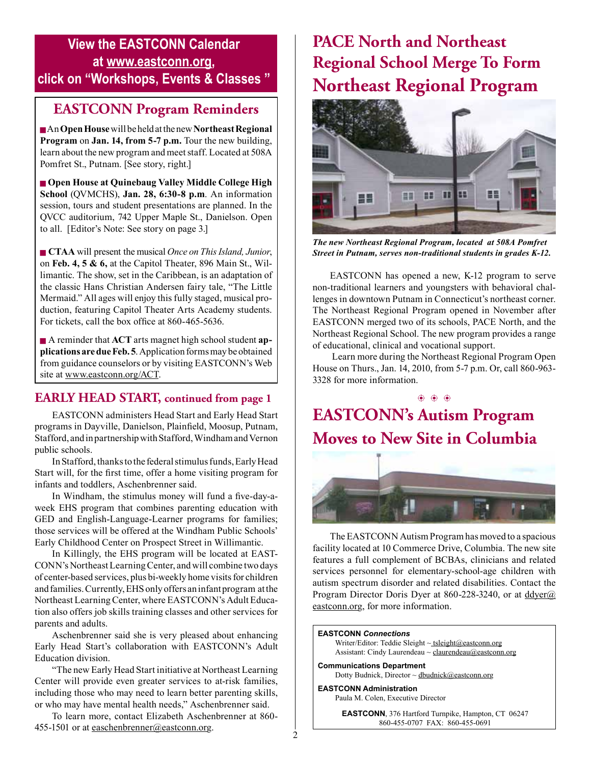**View the EASTCONN Calendar at www.eastconn.org, click on "Workshops, Events & Classes "**

## EASTCONN Program Reminders

- An **Open House** will be held at the new **Northeast Regional Program** on **Jan. 14, from 5-7 p.m.** Tour the new building, learn about the new program and meet staff. Located at 508A Pomfret St., Putnam. [See story, right.]

- **Open House at Quinebaug Valley Middle College High School** (QVMCHS), **Jan. 28, 6:30-8 p.m**. An information session, tours and student presentations are planned. In the QVCC auditorium, 742 Upper Maple St., Danielson. Open to all. [Editor's Note: See story on page 3.]

- **CTAA** will present the musical *Once on This Island, Junior*, on **Feb. 4, 5 & 6,** at the Capitol Theater, 896 Main St., Willimantic. The show, set in the Caribbean, is an adaptation of the classic Hans Christian Andersen fairy tale, "The Little Mermaid." All ages will enjoy this fully staged, musical production, featuring Capitol Theater Arts Academy students. For tickets, call the box office at 860-465-5636.

- A reminder that **ACT** arts magnet high school student **applications are due Feb. 5**. Application forms may be obtained from guidance counselors or by visiting EASTCONN's Web site at www.eastconn.org/ACT.

## EARLY HEAD START, continued from page 1

EASTCONN administers Head Start and Early Head Start programs in Dayville, Danielson, Plainfield, Moosup, Putnam, Stafford, and in partnership with Stafford, Windham and Vernon public schools.

In Stafford, thanks to the federal stimulus funds, Early Head Start will, for the first time, offer a home visiting program for infants and toddlers, Aschenbrenner said.

In Windham, the stimulus money will fund a five-day-a-week EHS program that combines parenting education with GED and English-Language-Learner programs for families; those services will be offered at the Windham Public Schools' Early Childhood Center on Prospect Street in Willimantic.

In Killingly, the EHS program will be located at EASTCONN's Northeast Learning Center, and will combine two days of center-based services, plus bi-weekly home visits for children and families. Currently, EHS only offers an infant program at the Northeast Learning Center, where EASTCONN's Adult Education also offers job skills training classes and other services for parents and adults.

Aschenbrenner said she is very pleased about enhancing Early Head Start's collaboration with EASTCONN's Adult Education division.

"The new Early Head Start initiative at Northeast Learning Center will provide even greater services to at-risk families, including those who may need to learn better parenting skills, or who may have mental health needs," Aschenbrenner said.

To learn more, contact Elizabeth Aschenbrenner at 860-455-1501 or at easchenbrenner@eastconn.org.

# PACE North and Northeast Regional School Merge To Form Northeast Regional Program

*The new Northeast Regional Program, located at 508A Pomfret Street in Putnam, serves non-traditional students in grades K-12.*

EASTCONN has opened a new, K-12 program to serve non-traditional learners and youngsters with behavioral challenges in downtown Putnam in Connecticut's northeast corner. The Northeast Regional Program opened in November after EASTCONN merged two of its schools, PACE North, and the Northeast Regional School. The new program provides a range of educational, clinical and vocational support.

Learn more during the Northeast Regional Program Open House on Thurs., Jan. 14, 2010, from 5-7 p.m. Or, call 860-963-3328 for more information.

# EASTCONN's Autism Program Moves to New Site in Columbia

The EASTCONN Autism Program has moved to a spacious facility located at 10 Commerce Drive, Columbia. The new site features a full complement of BCBAs, clinicians and related services personnel for elementary-school-age children with autism spectrum disorder and related disabilities. Contact the Program Director Doris Dyer at 860-228-3240, or at ddyer@eastconn.org, for more information.

**EASTCONN *Connections***
Writer/Editor: Teddie Sleight ~ tsleight@eastconn.org
Assistant: Cindy Laurendeau ~ claurendeau@eastconn.org

**Communications Department**
Dotty Budnick, Director ~ dbudnick@eastconn.org

**EASTCONN Administration**
Paula M. Colen, Executive Director

**EASTCONN**, 376 Hartford Turnpike, Hampton, CT 06247
860-455-0707 FAX: 860-455-0691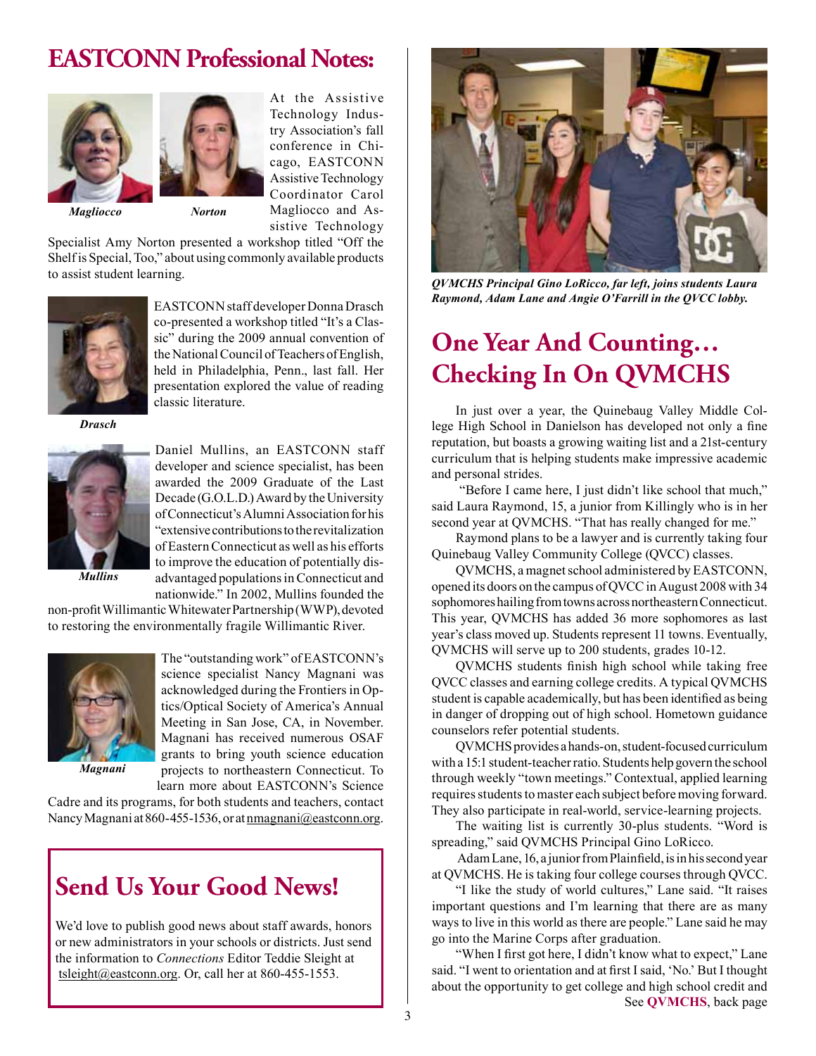# EASTCONN Professional Notes:

*Magliocco* *Norton*

At the Assistive Technology Industry Association's fall conference in Chicago, EASTCONN Assistive Technology Coordinator Carol Magliocco and Assistive Technology Specialist Amy Norton presented a workshop titled "Off the Shelf is Special, Too," about using commonly available products to assist student learning.

*Drasch*

EASTCONN staff developer Donna Drasch co-presented a workshop titled "It's a Classic" during the 2009 annual convention of the National Council of Teachers of English, held in Philadelphia, Penn., last fall. Her presentation explored the value of reading classic literature.

*Mullins*

Daniel Mullins, an EASTCONN staff developer and science specialist, has been awarded the 2009 Graduate of the Last Decade (G.O.L.D.) Award by the University of Connecticut's Alumni Association for his "extensive contributions to the revitalization of Eastern Connecticut as well as his efforts to improve the education of potentially disadvantaged populations in Connecticut and nationwide." In 2002, Mullins founded the non-profit Willimantic Whitewater Partnership (WWP), devoted to restoring the environmentally fragile Willimantic River.

*Magnani*

The "outstanding work" of EASTCONN's science specialist Nancy Magnani was acknowledged during the Frontiers in Optics/Optical Society of America's Annual Meeting in San Jose, CA, in November. Magnani has received numerous OSAF grants to bring youth science education projects to northeastern Connecticut. To learn more about EASTCONN's Science Cadre and its programs, for both students and teachers, contact Nancy Magnani at 860-455-1536, or at nmagnani@eastconn.org.

## Send Us Your Good News!

We'd love to publish good news about staff awards, honors or new administrators in your schools or districts. Just send the information to *Connections* Editor Teddie Sleight at tsleight@eastconn.org. Or, call her at 860-455-1553.

*QVMCHS Principal Gino LoRicco, far left, joins students Laura Raymond, Adam Lane and Angie O'Farrill in the QVCC lobby.*

# One Year And Counting… Checking In On QVMCHS

In just over a year, the Quinebaug Valley Middle College High School in Danielson has developed not only a fine reputation, but boasts a growing waiting list and a 21st-century curriculum that is helping students make impressive academic and personal strides.

"Before I came here, I just didn't like school that much," said Laura Raymond, 15, a junior from Killingly who is in her second year at QVMCHS. "That has really changed for me."

Raymond plans to be a lawyer and is currently taking four Quinebaug Valley Community College (QVCC) classes.

QVMCHS, a magnet school administered by EASTCONN, opened its doors on the campus of QVCC in August 2008 with 34 sophomores hailing from towns across northeastern Connecticut. This year, QVMCHS has added 36 more sophomores as last year's class moved up. Students represent 11 towns. Eventually, QVMCHS will serve up to 200 students, grades 10-12.

QVMCHS students finish high school while taking free QVCC classes and earning college credits. A typical QVMCHS student is capable academically, but has been identified as being in danger of dropping out of high school. Hometown guidance counselors refer potential students.

QVMCHS provides a hands-on, student-focused curriculum with a 15:1 student-teacher ratio. Students help govern the school through weekly "town meetings." Contextual, applied learning requires students to master each subject before moving forward. They also participate in real-world, service-learning projects.

The waiting list is currently 30-plus students. "Word is spreading," said QVMCHS Principal Gino LoRicco.

Adam Lane, 16, a junior from Plainfield, is in his second year at QVMCHS. He is taking four college courses through QVCC.

"I like the study of world cultures," Lane said. "It raises important questions and I'm learning that there are as many ways to live in this world as there are people." Lane said he may go into the Marine Corps after graduation.

"When I first got here, I didn't know what to expect," Lane said. "I went to orientation and at first I said, 'No.' But I thought about the opportunity to get college and high school credit and

See **QVMCHS**, back page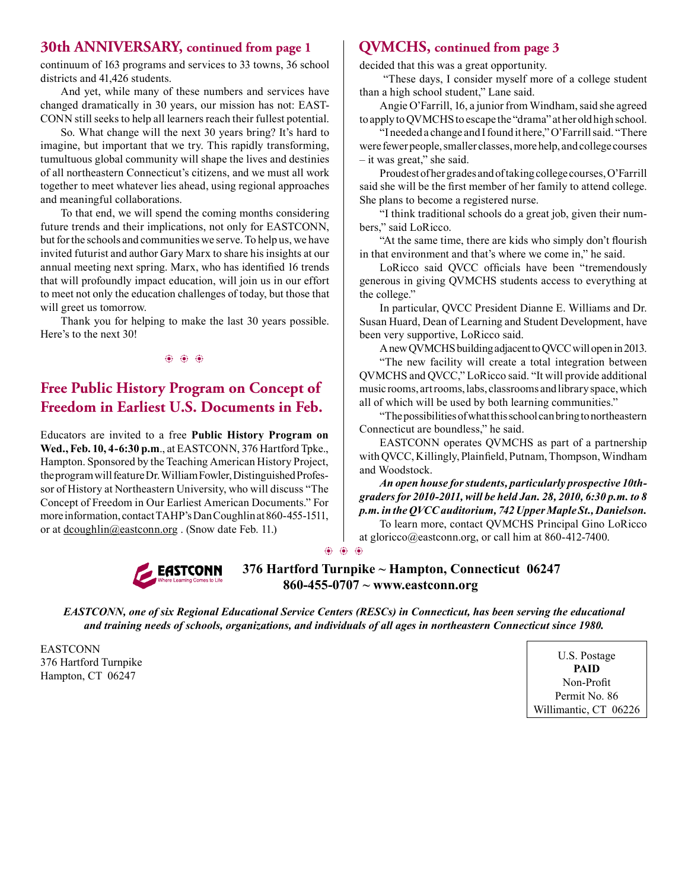## 30th ANNIVERSARY, continued from page 1

continuum of 163 programs and services to 33 towns, 36 school districts and 41,426 students.

And yet, while many of these numbers and services have changed dramatically in 30 years, our mission has not: EASTCONN still seeks to help all learners reach their fullest potential.

So. What change will the next 30 years bring? It's hard to imagine, but important that we try. This rapidly transforming, tumultuous global community will shape the lives and destinies of all northeastern Connecticut's citizens, and we must all work together to meet whatever lies ahead, using regional approaches and meaningful collaborations.

To that end, we will spend the coming months considering future trends and their implications, not only for EASTCONN, but for the schools and communities we serve. To help us, we have invited futurist and author Gary Marx to share his insights at our annual meeting next spring. Marx, who has identified 16 trends that will profoundly impact education, will join us in our effort to meet not only the education challenges of today, but those that will greet us tomorrow.

Thank you for helping to make the last 30 years possible. Here's to the next 30!

## Free Public History Program on Concept of Freedom in Earliest U.S. Documents in Feb.

Educators are invited to a free **Public History Program on Wed., Feb. 10, 4-6:30 p.m**., at EASTCONN, 376 Hartford Tpke., Hampton. Sponsored by the Teaching American History Project, the program will feature Dr. William Fowler, Distinguished Professor of History at Northeastern University, who will discuss "The Concept of Freedom in Our Earliest American Documents." For more information, contact TAHP's Dan Coughlin at 860-455-1511, or at dcoughlin@eastconn.org . (Snow date Feb. 11.)

## QVMCHS, continued from page 3

decided that this was a great opportunity.

"These days, I consider myself more of a college student than a high school student," Lane said.

Angie O'Farrill, 16, a junior from Windham, said she agreed to apply to QVMCHS to escape the "drama" at her old high school.

"I needed a change and I found it here," O'Farrill said. "There were fewer people, smaller classes, more help, and college courses – it was great," she said.

Proudest of her grades and of taking college courses, O'Farrill said she will be the first member of her family to attend college. She plans to become a registered nurse.

"I think traditional schools do a great job, given their numbers," said LoRicco.

"At the same time, there are kids who simply don't flourish in that environment and that's where we come in," he said.

LoRicco said QVCC officials have been "tremendously generous in giving QVMCHS students access to everything at the college."

In particular, QVCC President Dianne E. Williams and Dr. Susan Huard, Dean of Learning and Student Development, have been very supportive, LoRicco said.

A new QVMCHS building adjacent to QVCC will open in 2013.

"The new facility will create a total integration between QVMCHS and QVCC," LoRicco said. "It will provide additional music rooms, art rooms, labs, classrooms and library space, which all of which will be used by both learning communities."

"The possibilities of what this school can bring to northeastern Connecticut are boundless," he said.

EASTCONN operates QVMCHS as part of a partnership with QVCC, Killingly, Plainfield, Putnam, Thompson, Windham and Woodstock.

***An open house for students, particularly prospective 10th-graders for 2010-2011, will be held Jan. 28, 2010, 6:30 p.m. to 8 p.m. in the QVCC auditorium, 742 Upper Maple St., Danielson.***

To learn more, contact QVMCHS Principal Gino LoRicco at gloricco@eastconn.org, or call him at 860-412-7400.

EASTCONN
Where Learning Comes to Life

**376 Hartford Turnpike ~ Hampton, Connecticut 06247**
**860-455-0707 ~ www.eastconn.org**

***EASTCONN, one of six Regional Educational Service Centers (RESCs) in Connecticut, has been serving the educational and training needs of schools, organizations, and individuals of all ages in northeastern Connecticut since 1980.***

EASTCONN
376 Hartford Turnpike
Hampton, CT 06247

U.S. Postage
**PAID**
Non-Profit
Permit No. 86
Willimantic, CT 06226